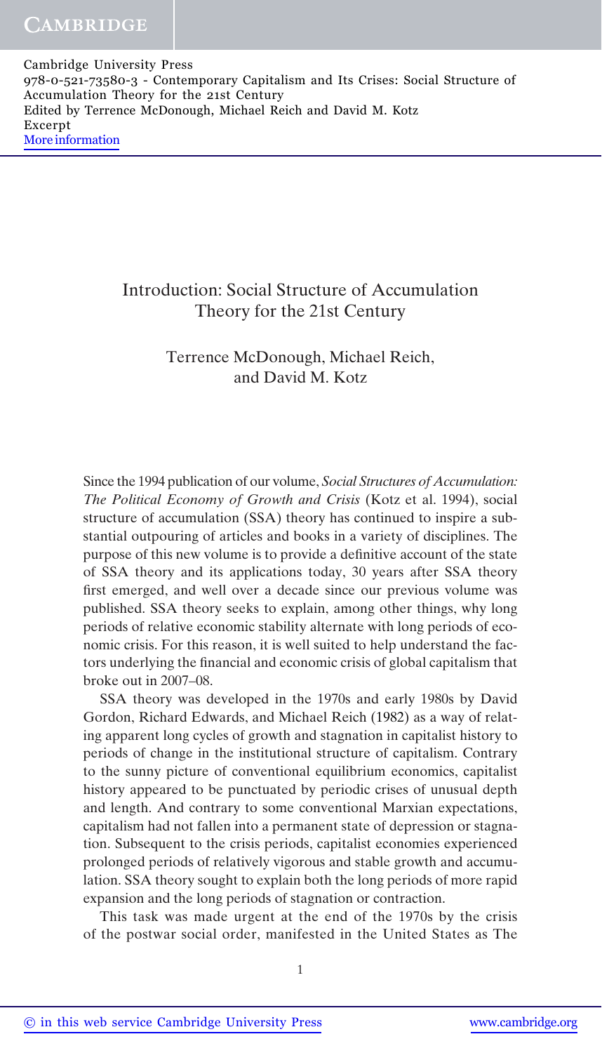# Introduction: Social Structure of Accumulation Theory for the 21st Century

Terrence McDonough, Michael Reich, and David M. Kotz

Since the 1994 publication of our volume, *Social Structures of Accumulation: The Political Economy of Growth and Crisis* (Kotz et al. 1994), social structure of accumulation (SSA) theory has continued to inspire a substantial outpouring of articles and books in a variety of disciplines. The purpose of this new volume is to provide a definitive account of the state of SSA theory and its applications today, 30 years after SSA theory first emerged, and well over a decade since our previous volume was published. SSA theory seeks to explain, among other things, why long periods of relative economic stability alternate with long periods of economic crisis. For this reason, it is well suited to help understand the factors underlying the financial and economic crisis of global capitalism that broke out in 2007–08.

SSA theory was developed in the 1970s and early 1980s by David Gordon, Richard Edwards, and Michael Reich (1982) as a way of relating apparent long cycles of growth and stagnation in capitalist history to periods of change in the institutional structure of capitalism. Contrary to the sunny picture of conventional equilibrium economics, capitalist history appeared to be punctuated by periodic crises of unusual depth and length. And contrary to some conventional Marxian expectations, capitalism had not fallen into a permanent state of depression or stagnation. Subsequent to the crisis periods, capitalist economies experienced prolonged periods of relatively vigorous and stable growth and accumulation. SSA theory sought to explain both the long periods of more rapid expansion and the long periods of stagnation or contraction.

This task was made urgent at the end of the 1970s by the crisis of the postwar social order, manifested in the United States as The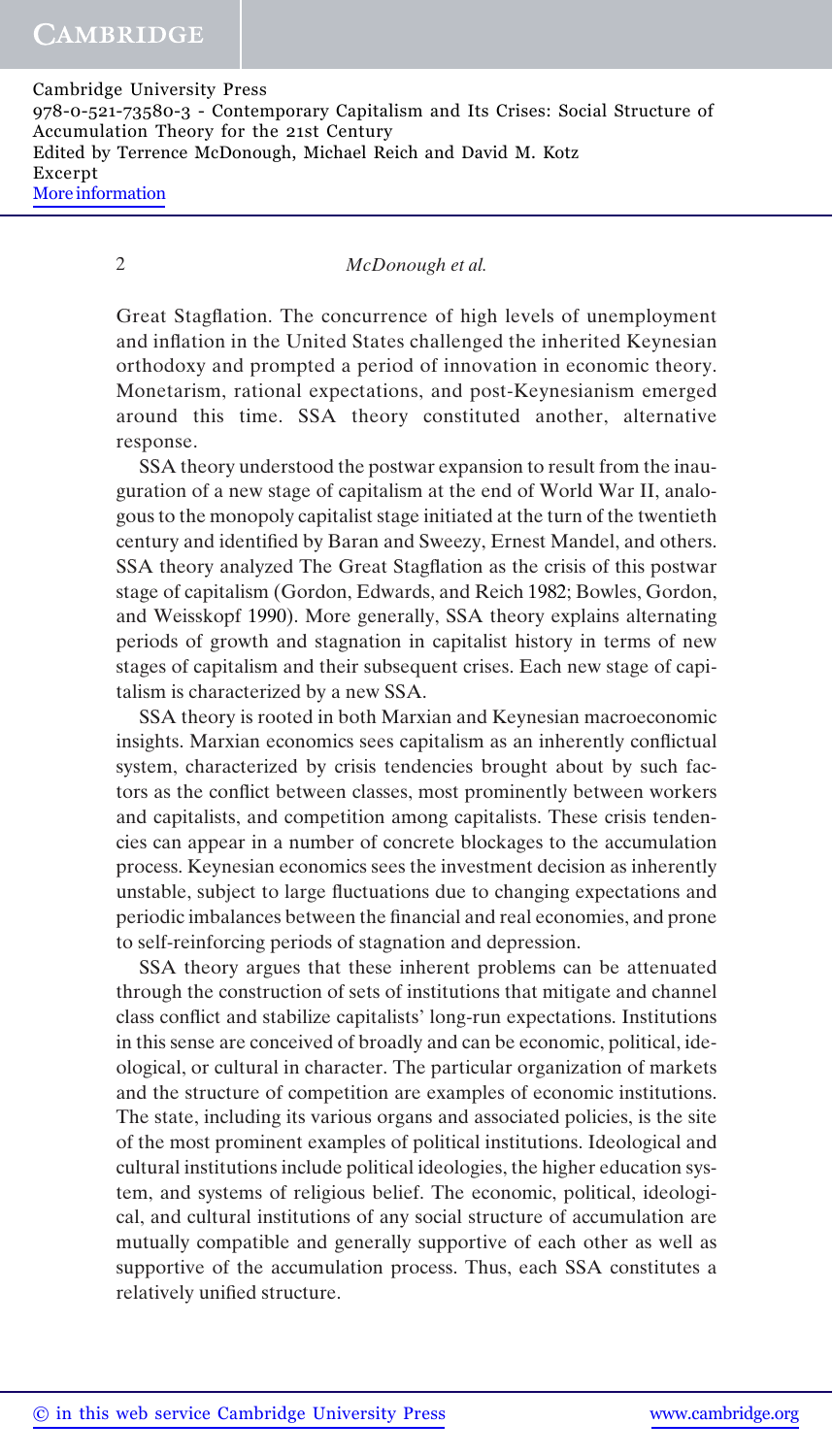Great Stagflation. The concurrence of high levels of unemployment and inflation in the United States challenged the inherited Keynesian orthodoxy and prompted a period of innovation in economic theory. Monetarism, rational expectations, and post-Keynesianism emerged around this time. SSA theory constituted another, alternative response.

SSA theory understood the postwar expansion to result from the inauguration of a new stage of capitalism at the end of World War II, analogous to the monopoly capitalist stage initiated at the turn of the twentieth century and identified by Baran and Sweezy, Ernest Mandel, and others. SSA theory analyzed The Great Stagflation as the crisis of this postwar stage of capitalism (Gordon, Edwards, and Reich 1982; Bowles, Gordon, and Weisskopf 1990). More generally, SSA theory explains alternating periods of growth and stagnation in capitalist history in terms of new stages of capitalism and their subsequent crises. Each new stage of capitalism is characterized by a new SSA.

SSA theory is rooted in both Marxian and Keynesian macroeconomic insights. Marxian economics sees capitalism as an inherently conflictual system, characterized by crisis tendencies brought about by such factors as the conflict between classes, most prominently between workers and capitalists, and competition among capitalists. These crisis tendencies can appear in a number of concrete blockages to the accumulation process. Keynesian economics sees the investment decision as inherently unstable, subject to large fluctuations due to changing expectations and periodic imbalances between the financial and real economies, and prone to self-reinforcing periods of stagnation and depression.

SSA theory argues that these inherent problems can be attenuated through the construction of sets of institutions that mitigate and channel class conflict and stabilize capitalists' long-run expectations. Institutions in this sense are conceived of broadly and can be economic, political, ideological, or cultural in character. The particular organization of markets and the structure of competition are examples of economic institutions. The state, including its various organs and associated policies, is the site of the most prominent examples of political institutions. Ideological and cultural institutions include political ideologies, the higher education system, and systems of religious belief. The economic, political, ideological, and cultural institutions of any social structure of accumulation are mutually compatible and generally supportive of each other as well as supportive of the accumulation process. Thus, each SSA constitutes a relatively unified structure.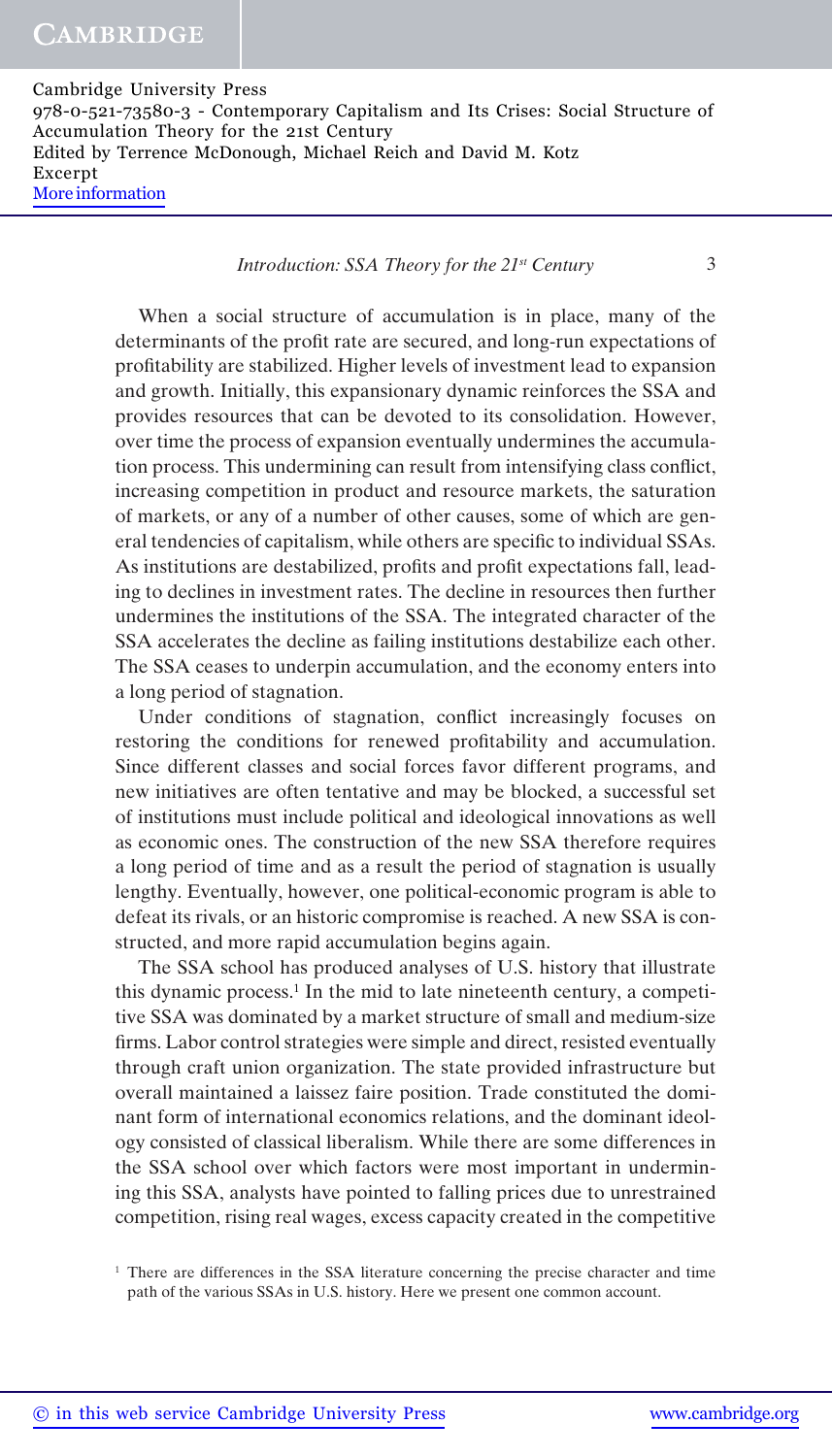When a social structure of accumulation is in place, many of the determinants of the profit rate are secured, and long-run expectations of profitability are stabilized. Higher levels of investment lead to expansion and growth. Initially, this expansionary dynamic reinforces the SSA and provides resources that can be devoted to its consolidation. However, over time the process of expansion eventually undermines the accumulation process. This undermining can result from intensifying class conflict, increasing competition in product and resource markets, the saturation of markets, or any of a number of other causes, some of which are general tendencies of capitalism, while others are specific to individual SSAs. As institutions are destabilized, profits and profit expectations fall, leading to declines in investment rates. The decline in resources then further undermines the institutions of the SSA. The integrated character of the SSA accelerates the decline as failing institutions destabilize each other. The SSA ceases to underpin accumulation, and the economy enters into a long period of stagnation.

Under conditions of stagnation, conflict increasingly focuses on restoring the conditions for renewed profitability and accumulation. Since different classes and social forces favor different programs, and new initiatives are often tentative and may be blocked, a successful set of institutions must include political and ideological innovations as well as economic ones. The construction of the new SSA therefore requires a long period of time and as a result the period of stagnation is usually lengthy. Eventually, however, one political-economic program is able to defeat its rivals, or an historic compromise is reached. A new SSA is constructed, and more rapid accumulation begins again.

The SSA school has produced analyses of U.S. history that illustrate this dynamic process.[1] In the mid to late nineteenth century, a competitive SSA was dominated by a market structure of small and medium-size firms. Labor control strategies were simple and direct, resisted eventually through craft union organization. The state provided infrastructure but overall maintained a laissez faire position. Trade constituted the dominant form of international economics relations, and the dominant ideology consisted of classical liberalism. While there are some differences in the SSA school over which factors were most important in undermining this SSA, analysts have pointed to falling prices due to unrestrained competition, rising real wages, excess capacity created in the competitive

[1] There are differences in the SSA literature concerning the precise character and time path of the various SSAs in U.S. history. Here we present one common account.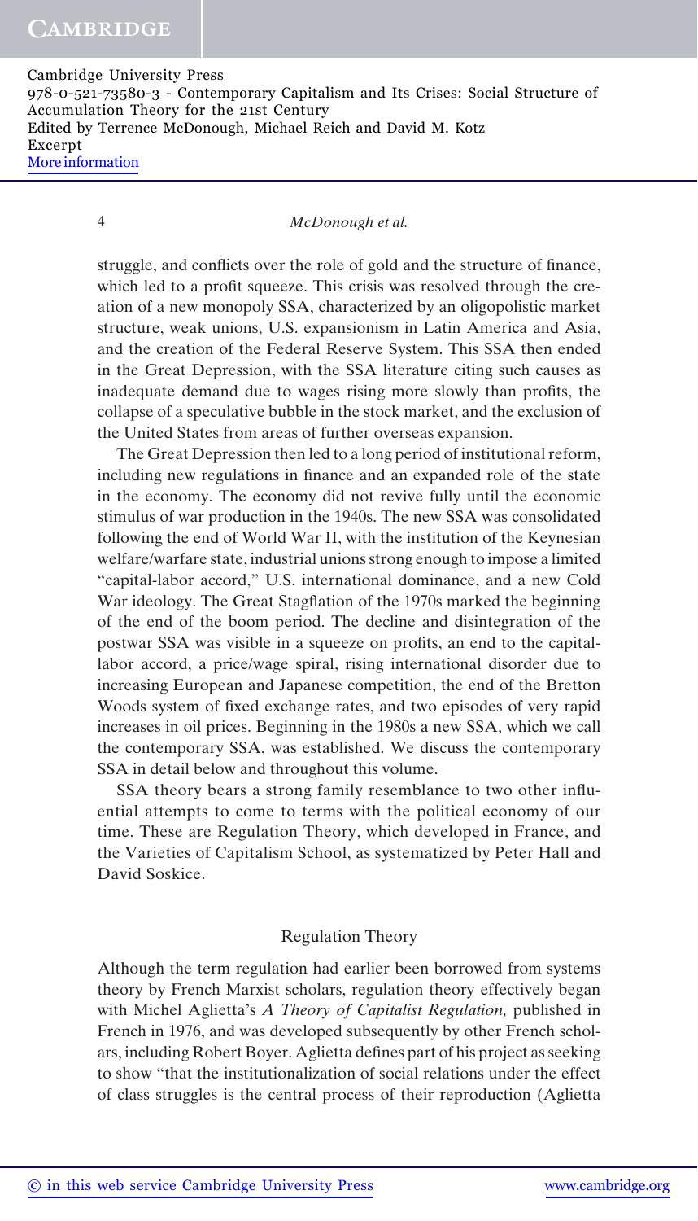struggle, and conflicts over the role of gold and the structure of finance, which led to a profit squeeze. This crisis was resolved through the creation of a new monopoly SSA, characterized by an oligopolistic market structure, weak unions, U.S. expansionism in Latin America and Asia, and the creation of the Federal Reserve System. This SSA then ended in the Great Depression, with the SSA literature citing such causes as inadequate demand due to wages rising more slowly than profits, the collapse of a speculative bubble in the stock market, and the exclusion of the United States from areas of further overseas expansion.

The Great Depression then led to a long period of institutional reform, including new regulations in finance and an expanded role of the state in the economy. The economy did not revive fully until the economic stimulus of war production in the 1940s. The new SSA was consolidated following the end of World War II, with the institution of the Keynesian welfare/warfare state, industrial unions strong enough to impose a limited "capital-labor accord," U.S. international dominance, and a new Cold War ideology. The Great Stagflation of the 1970s marked the beginning of the end of the boom period. The decline and disintegration of the postwar SSA was visible in a squeeze on profits, an end to the capital-labor accord, a price/wage spiral, rising international disorder due to increasing European and Japanese competition, the end of the Bretton Woods system of fixed exchange rates, and two episodes of very rapid increases in oil prices. Beginning in the 1980s a new SSA, which we call the contemporary SSA, was established. We discuss the contemporary SSA in detail below and throughout this volume.

SSA theory bears a strong family resemblance to two other influential attempts to come to terms with the political economy of our time. These are Regulation Theory, which developed in France, and the Varieties of Capitalism School, as systematized by Peter Hall and David Soskice.

## Regulation Theory

Although the term regulation had earlier been borrowed from systems theory by French Marxist scholars, regulation theory effectively began with Michel Aglietta's *A Theory of Capitalist Regulation,* published in French in 1976, and was developed subsequently by other French scholars, including Robert Boyer. Aglietta defines part of his project as seeking to show "that the institutionalization of social relations under the effect of class struggles is the central process of their reproduction (Aglietta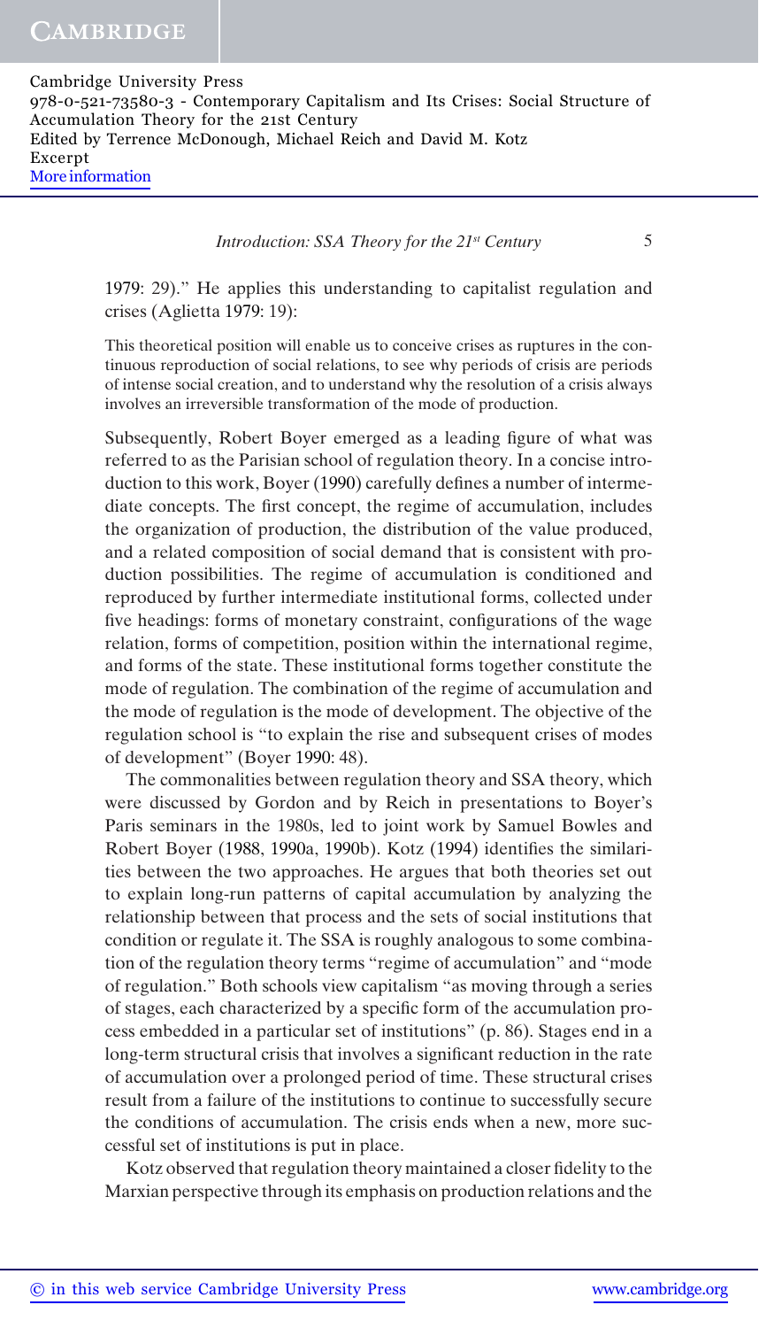1979: 29)." He applies this understanding to capitalist regulation and crises (Aglietta 1979: 19):

> This theoretical position will enable us to conceive crises as ruptures in the continuous reproduction of social relations, to see why periods of crisis are periods of intense social creation, and to understand why the resolution of a crisis always involves an irreversible transformation of the mode of production.

Subsequently, Robert Boyer emerged as a leading figure of what was referred to as the Parisian school of regulation theory. In a concise introduction to this work, Boyer (1990) carefully defines a number of intermediate concepts. The first concept, the regime of accumulation, includes the organization of production, the distribution of the value produced, and a related composition of social demand that is consistent with production possibilities. The regime of accumulation is conditioned and reproduced by further intermediate institutional forms, collected under five headings: forms of monetary constraint, configurations of the wage relation, forms of competition, position within the international regime, and forms of the state. These institutional forms together constitute the mode of regulation. The combination of the regime of accumulation and the mode of regulation is the mode of development. The objective of the regulation school is "to explain the rise and subsequent crises of modes of development" (Boyer 1990: 48).

The commonalities between regulation theory and SSA theory, which were discussed by Gordon and by Reich in presentations to Boyer's Paris seminars in the 1980s, led to joint work by Samuel Bowles and Robert Boyer (1988, 1990a, 1990b). Kotz (1994) identifies the similarities between the two approaches. He argues that both theories set out to explain long-run patterns of capital accumulation by analyzing the relationship between that process and the sets of social institutions that condition or regulate it. The SSA is roughly analogous to some combination of the regulation theory terms "regime of accumulation" and "mode of regulation." Both schools view capitalism "as moving through a series of stages, each characterized by a specific form of the accumulation process embedded in a particular set of institutions" (p. 86). Stages end in a long-term structural crisis that involves a significant reduction in the rate of accumulation over a prolonged period of time. These structural crises result from a failure of the institutions to continue to successfully secure the conditions of accumulation. The crisis ends when a new, more successful set of institutions is put in place.

Kotz observed that regulation theory maintained a closer fidelity to the Marxian perspective through its emphasis on production relations and the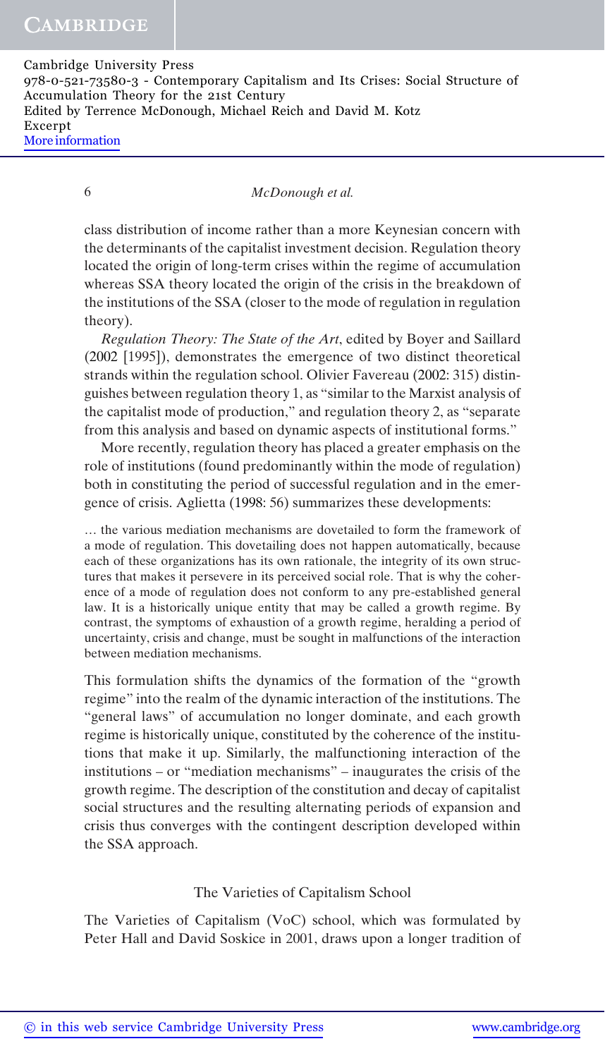class distribution of income rather than a more Keynesian concern with the determinants of the capitalist investment decision. Regulation theory located the origin of long-term crises within the regime of accumulation whereas SSA theory located the origin of the crisis in the breakdown of the institutions of the SSA (closer to the mode of regulation in regulation theory).

*Regulation Theory: The State of the Art*, edited by Boyer and Saillard (2002 [1995]), demonstrates the emergence of two distinct theoretical strands within the regulation school. Olivier Favereau (2002: 315) distinguishes between regulation theory 1, as "similar to the Marxist analysis of the capitalist mode of production," and regulation theory 2, as "separate from this analysis and based on dynamic aspects of institutional forms."

More recently, regulation theory has placed a greater emphasis on the role of institutions (found predominantly within the mode of regulation) both in constituting the period of successful regulation and in the emergence of crisis. Aglietta (1998: 56) summarizes these developments:

> … the various mediation mechanisms are dovetailed to form the framework of a mode of regulation. This dovetailing does not happen automatically, because each of these organizations has its own rationale, the integrity of its own structures that makes it persevere in its perceived social role. That is why the coherence of a mode of regulation does not conform to any pre-established general law. It is a historically unique entity that may be called a growth regime. By contrast, the symptoms of exhaustion of a growth regime, heralding a period of uncertainty, crisis and change, must be sought in malfunctions of the interaction between mediation mechanisms.

This formulation shifts the dynamics of the formation of the "growth regime" into the realm of the dynamic interaction of the institutions. The "general laws" of accumulation no longer dominate, and each growth regime is historically unique, constituted by the coherence of the institutions that make it up. Similarly, the malfunctioning interaction of the institutions – or "mediation mechanisms" – inaugurates the crisis of the growth regime. The description of the constitution and decay of capitalist social structures and the resulting alternating periods of expansion and crisis thus converges with the contingent description developed within the SSA approach.

## The Varieties of Capitalism School

The Varieties of Capitalism (VoC) school, which was formulated by Peter Hall and David Soskice in 2001, draws upon a longer tradition of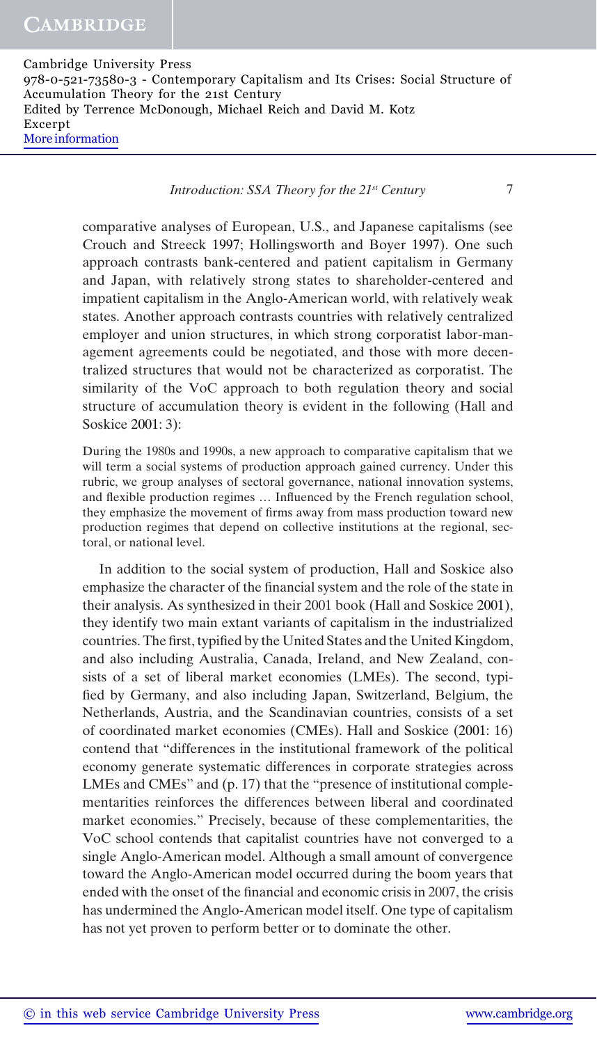comparative analyses of European, U.S., and Japanese capitalisms (see Crouch and Streeck 1997; Hollingsworth and Boyer 1997). One such approach contrasts bank-centered and patient capitalism in Germany and Japan, with relatively strong states to shareholder-centered and impatient capitalism in the Anglo-American world, with relatively weak states. Another approach contrasts countries with relatively centralized employer and union structures, in which strong corporatist labor-management agreements could be negotiated, and those with more decentralized structures that would not be characterized as corporatist. The similarity of the VoC approach to both regulation theory and social structure of accumulation theory is evident in the following (Hall and Soskice 2001: 3):

> During the 1980s and 1990s, a new approach to comparative capitalism that we will term a social systems of production approach gained currency. Under this rubric, we group analyses of sectoral governance, national innovation systems, and flexible production regimes … Influenced by the French regulation school, they emphasize the movement of firms away from mass production toward new production regimes that depend on collective institutions at the regional, sectoral, or national level.

In addition to the social system of production, Hall and Soskice also emphasize the character of the financial system and the role of the state in their analysis. As synthesized in their 2001 book (Hall and Soskice 2001), they identify two main extant variants of capitalism in the industrialized countries. The first, typified by the United States and the United Kingdom, and also including Australia, Canada, Ireland, and New Zealand, consists of a set of liberal market economies (LMEs). The second, typified by Germany, and also including Japan, Switzerland, Belgium, the Netherlands, Austria, and the Scandinavian countries, consists of a set of coordinated market economies (CMEs). Hall and Soskice (2001: 16) contend that "differences in the institutional framework of the political economy generate systematic differences in corporate strategies across LMEs and CMEs" and (p. 17) that the "presence of institutional complementarities reinforces the differences between liberal and coordinated market economies." Precisely, because of these complementarities, the VoC school contends that capitalist countries have not converged to a single Anglo-American model. Although a small amount of convergence toward the Anglo-American model occurred during the boom years that ended with the onset of the financial and economic crisis in 2007, the crisis has undermined the Anglo-American model itself. One type of capitalism has not yet proven to perform better or to dominate the other.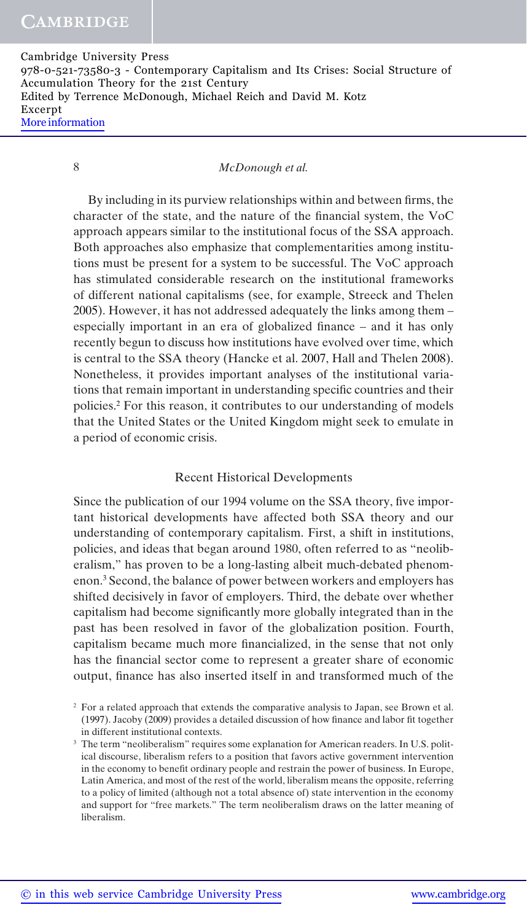By including in its purview relationships within and between firms, the character of the state, and the nature of the financial system, the VoC approach appears similar to the institutional focus of the SSA approach. Both approaches also emphasize that complementarities among institutions must be present for a system to be successful. The VoC approach has stimulated considerable research on the institutional frameworks of different national capitalisms (see, for example, Streeck and Thelen 2005). However, it has not addressed adequately the links among them – especially important in an era of globalized finance – and it has only recently begun to discuss how institutions have evolved over time, which is central to the SSA theory (Hancke et al. 2007, Hall and Thelen 2008). Nonetheless, it provides important analyses of the institutional variations that remain important in understanding specific countries and their policies.[2] For this reason, it contributes to our understanding of models that the United States or the United Kingdom might seek to emulate in a period of economic crisis.

## Recent Historical Developments

Since the publication of our 1994 volume on the SSA theory, five important historical developments have affected both SSA theory and our understanding of contemporary capitalism. First, a shift in institutions, policies, and ideas that began around 1980, often referred to as "neoliberalism," has proven to be a long-lasting albeit much-debated phenomenon.[3] Second, the balance of power between workers and employers has shifted decisively in favor of employers. Third, the debate over whether capitalism had become significantly more globally integrated than in the past has been resolved in favor of the globalization position. Fourth, capitalism became much more financialized, in the sense that not only has the financial sector come to represent a greater share of economic output, finance has also inserted itself in and transformed much of the

[2] For a related approach that extends the comparative analysis to Japan, see Brown et al. (1997). Jacoby (2009) provides a detailed discussion of how finance and labor fit together in different institutional contexts.

[3] The term "neoliberalism" requires some explanation for American readers. In U.S. political discourse, liberalism refers to a position that favors active government intervention in the economy to benefit ordinary people and restrain the power of business. In Europe, Latin America, and most of the rest of the world, liberalism means the opposite, referring to a policy of limited (although not a total absence of) state intervention in the economy and support for "free markets." The term neoliberalism draws on the latter meaning of liberalism.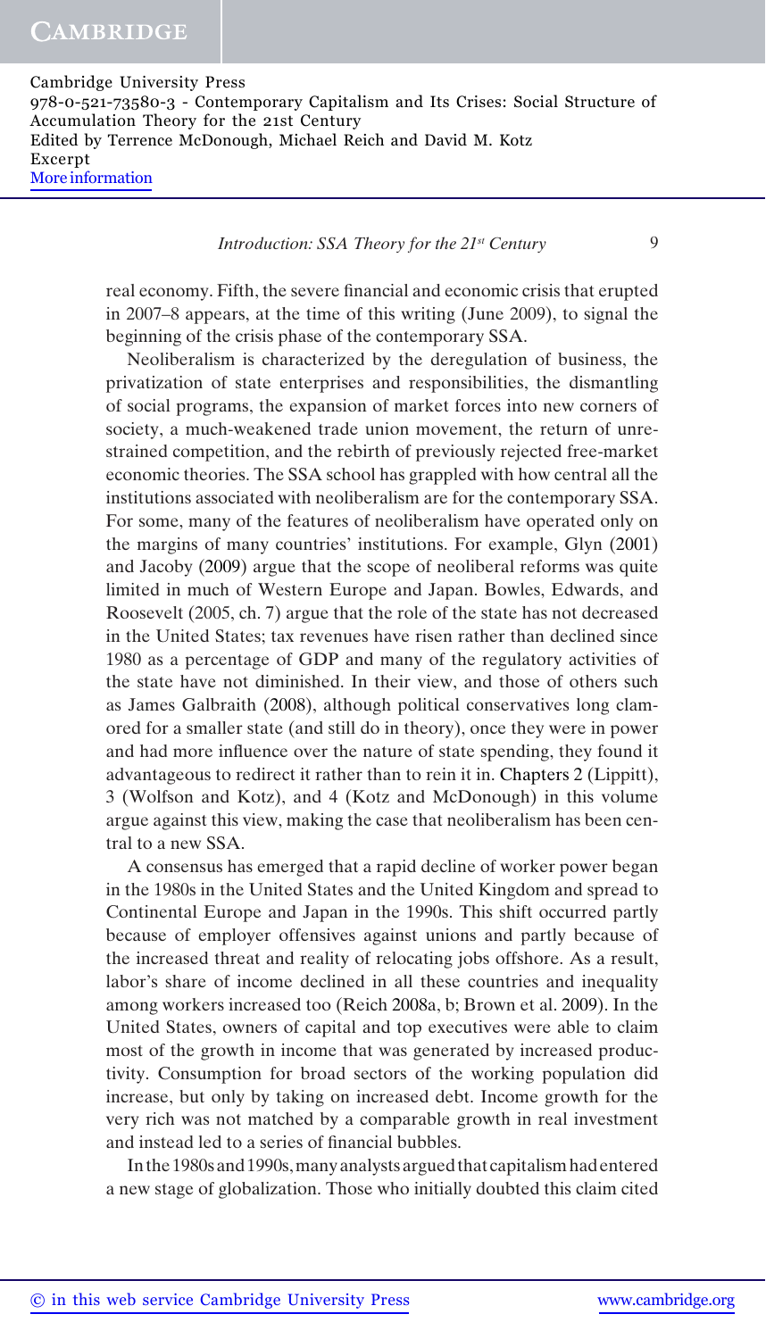real economy. Fifth, the severe financial and economic crisis that erupted in 2007–8 appears, at the time of this writing (June 2009), to signal the beginning of the crisis phase of the contemporary SSA.

Neoliberalism is characterized by the deregulation of business, the privatization of state enterprises and responsibilities, the dismantling of social programs, the expansion of market forces into new corners of society, a much-weakened trade union movement, the return of unrestrained competition, and the rebirth of previously rejected free-market economic theories. The SSA school has grappled with how central all the institutions associated with neoliberalism are for the contemporary SSA. For some, many of the features of neoliberalism have operated only on the margins of many countries' institutions. For example, Glyn (2001) and Jacoby (2009) argue that the scope of neoliberal reforms was quite limited in much of Western Europe and Japan. Bowles, Edwards, and Roosevelt (2005, ch. 7) argue that the role of the state has not decreased in the United States; tax revenues have risen rather than declined since 1980 as a percentage of GDP and many of the regulatory activities of the state have not diminished. In their view, and those of others such as James Galbraith (2008), although political conservatives long clamored for a smaller state (and still do in theory), once they were in power and had more influence over the nature of state spending, they found it advantageous to redirect it rather than to rein it in. Chapters 2 (Lippitt), 3 (Wolfson and Kotz), and 4 (Kotz and McDonough) in this volume argue against this view, making the case that neoliberalism has been central to a new SSA.

A consensus has emerged that a rapid decline of worker power began in the 1980s in the United States and the United Kingdom and spread to Continental Europe and Japan in the 1990s. This shift occurred partly because of employer offensives against unions and partly because of the increased threat and reality of relocating jobs offshore. As a result, labor's share of income declined in all these countries and inequality among workers increased too (Reich 2008a, b; Brown et al. 2009). In the United States, owners of capital and top executives were able to claim most of the growth in income that was generated by increased productivity. Consumption for broad sectors of the working population did increase, but only by taking on increased debt. Income growth for the very rich was not matched by a comparable growth in real investment and instead led to a series of financial bubbles.

In the 1980s and 1990s, many analysts argued that capitalism had entered a new stage of globalization. Those who initially doubted this claim cited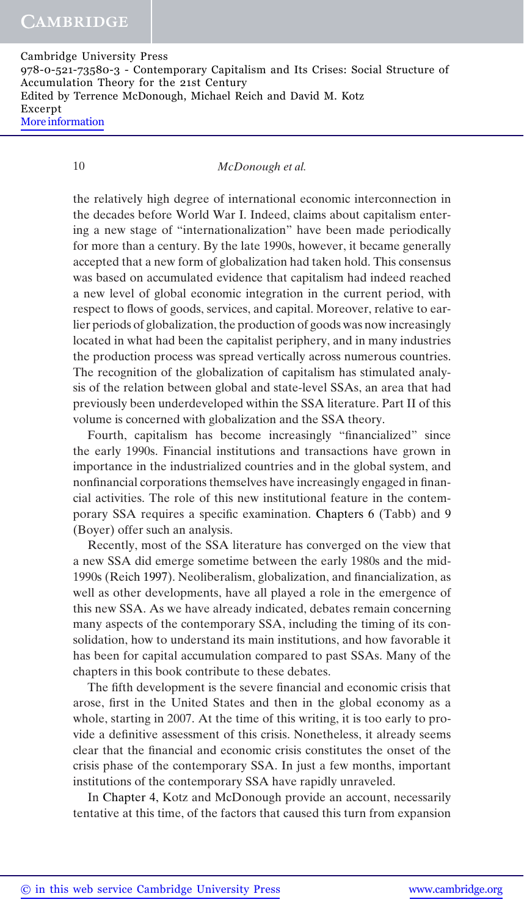the relatively high degree of international economic interconnection in the decades before World War I. Indeed, claims about capitalism entering a new stage of "internationalization" have been made periodically for more than a century. By the late 1990s, however, it became generally accepted that a new form of globalization had taken hold. This consensus was based on accumulated evidence that capitalism had indeed reached a new level of global economic integration in the current period, with respect to flows of goods, services, and capital. Moreover, relative to earlier periods of globalization, the production of goods was now increasingly located in what had been the capitalist periphery, and in many industries the production process was spread vertically across numerous countries. The recognition of the globalization of capitalism has stimulated analysis of the relation between global and state-level SSAs, an area that had previously been underdeveloped within the SSA literature. Part II of this volume is concerned with globalization and the SSA theory.

Fourth, capitalism has become increasingly "financialized" since the early 1990s. Financial institutions and transactions have grown in importance in the industrialized countries and in the global system, and nonfinancial corporations themselves have increasingly engaged in financial activities. The role of this new institutional feature in the contemporary SSA requires a specific examination. Chapters 6 (Tabb) and 9 (Boyer) offer such an analysis.

Recently, most of the SSA literature has converged on the view that a new SSA did emerge sometime between the early 1980s and the mid-1990s (Reich 1997). Neoliberalism, globalization, and financialization, as well as other developments, have all played a role in the emergence of this new SSA. As we have already indicated, debates remain concerning many aspects of the contemporary SSA, including the timing of its consolidation, how to understand its main institutions, and how favorable it has been for capital accumulation compared to past SSAs. Many of the chapters in this book contribute to these debates.

The fifth development is the severe financial and economic crisis that arose, first in the United States and then in the global economy as a whole, starting in 2007. At the time of this writing, it is too early to provide a definitive assessment of this crisis. Nonetheless, it already seems clear that the financial and economic crisis constitutes the onset of the crisis phase of the contemporary SSA. In just a few months, important institutions of the contemporary SSA have rapidly unraveled.

In Chapter 4, Kotz and McDonough provide an account, necessarily tentative at this time, of the factors that caused this turn from expansion